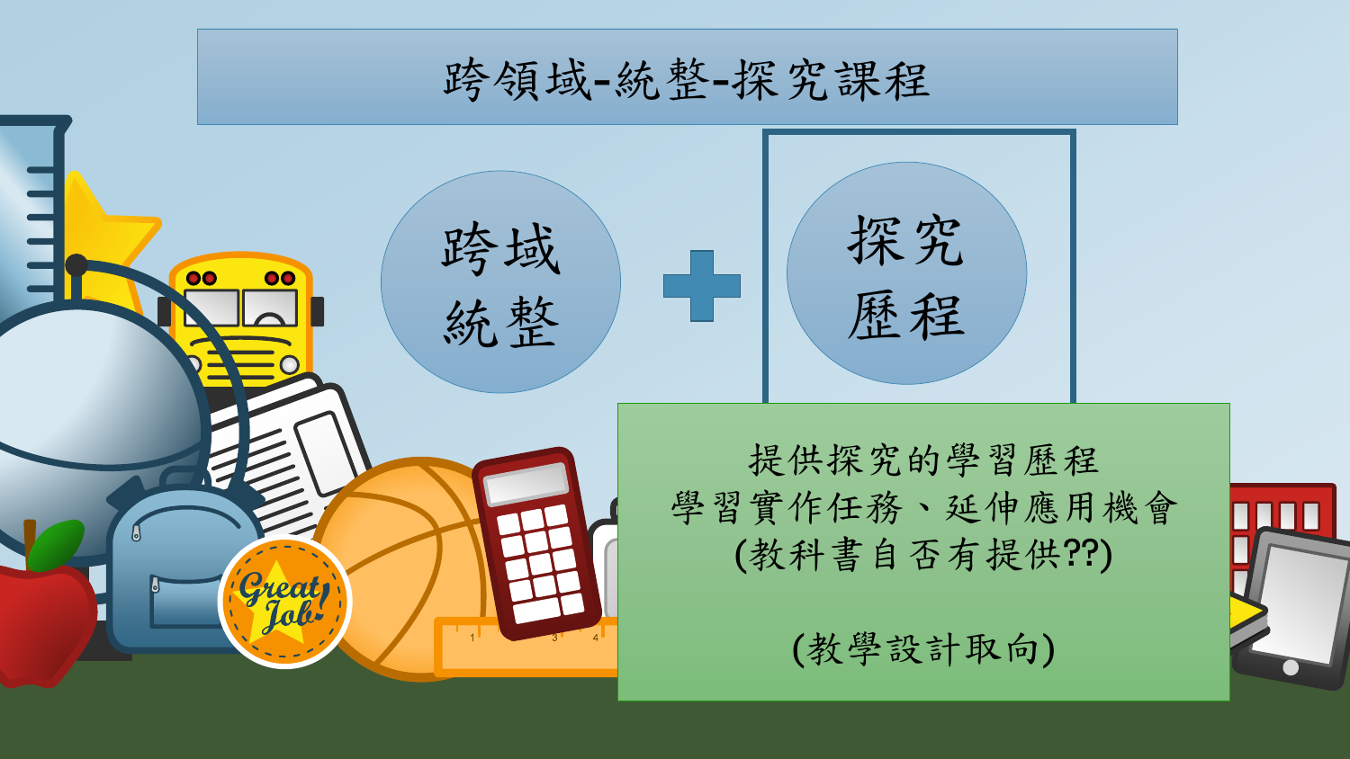# 跨領域-統整-探究課程

跨域統整 + 探究歷程

提供探究的學習歷程
學習實作任務、延伸應用機會
(教科書自否有提供??)

(教學設計取向)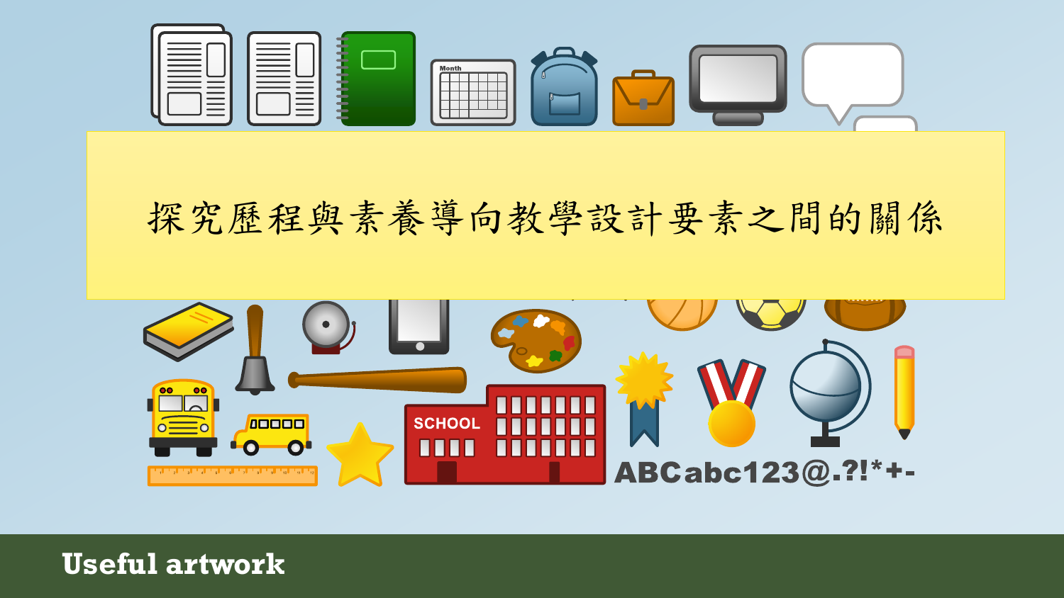# 探究歷程與素養導向教學設計要素之間的關係

Useful artwork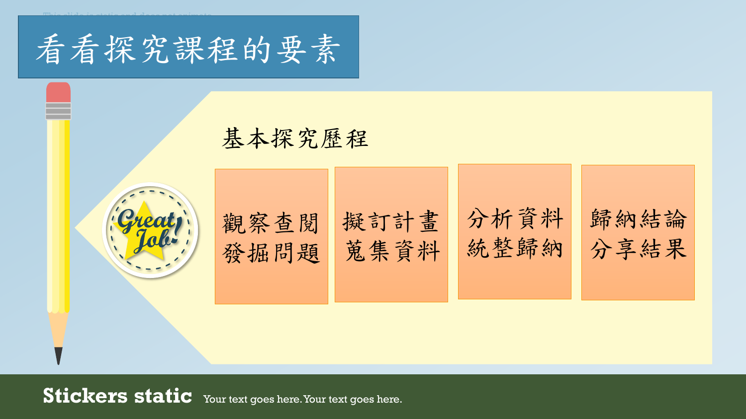# 看看探究課程的要素

## 基本探究歷程

- 觀察查閱 發掘問題
- 擬訂計畫 蒐集資料
- 分析資料 統整歸納
- 歸納結論 分享結果

**Stickers static** Your text goes here. Your text goes here.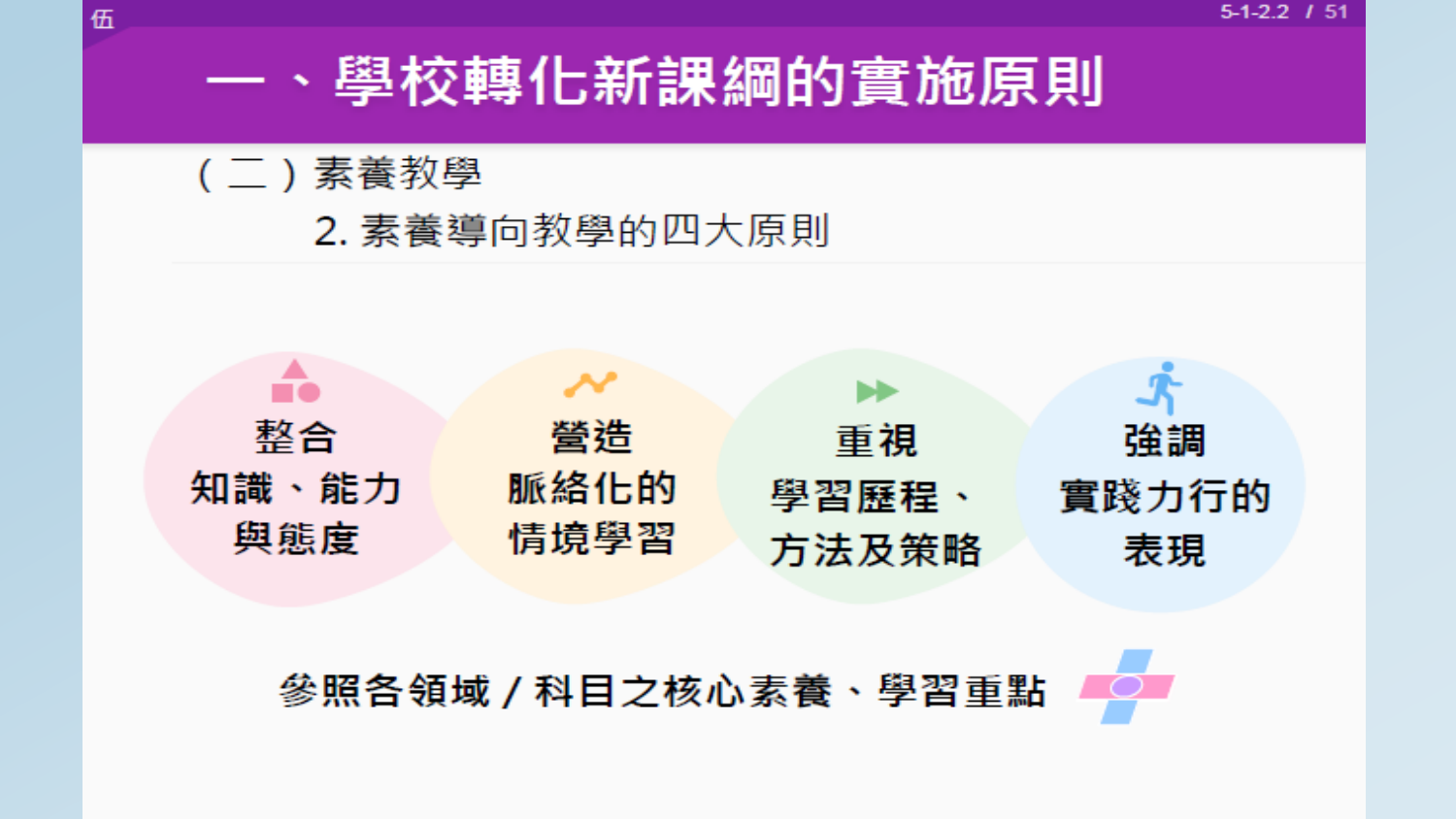伍

# 一、學校轉化新課綱的實施原則

（二）素養教學

2. 素養導向教學的四大原則

- 整合 知識、能力與態度
- 營造 脈絡化的情境學習
- 重視 學習歷程、方法及策略
- 強調 實踐力行的表現

參照各領域／科目之核心素養、學習重點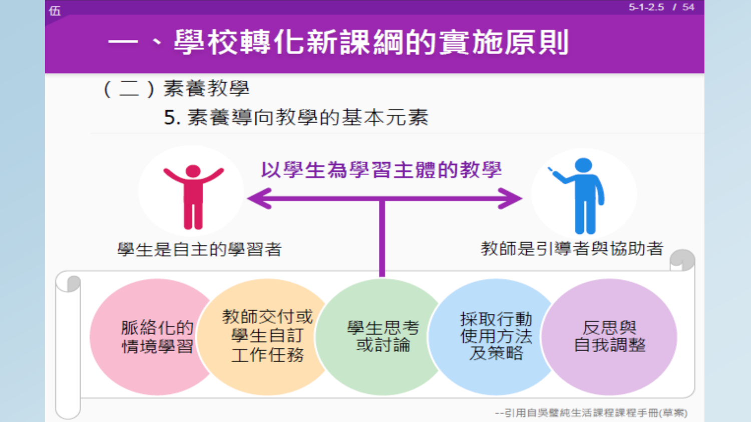# 一、學校轉化新課綱的實施原則

## （二）素養教學

### 5. 素養導向教學的基本元素

**以學生為學習主體的教學**

學生是自主的學習者

教師是引導者與協助者

- 脈絡化的情境學習
- 教師交付或學生自訂工作任務
- 學生思考或討論
- 採取行動使用方法及策略
- 反思與自我調整

--引用自吳璧純生活課程課程手冊(草案)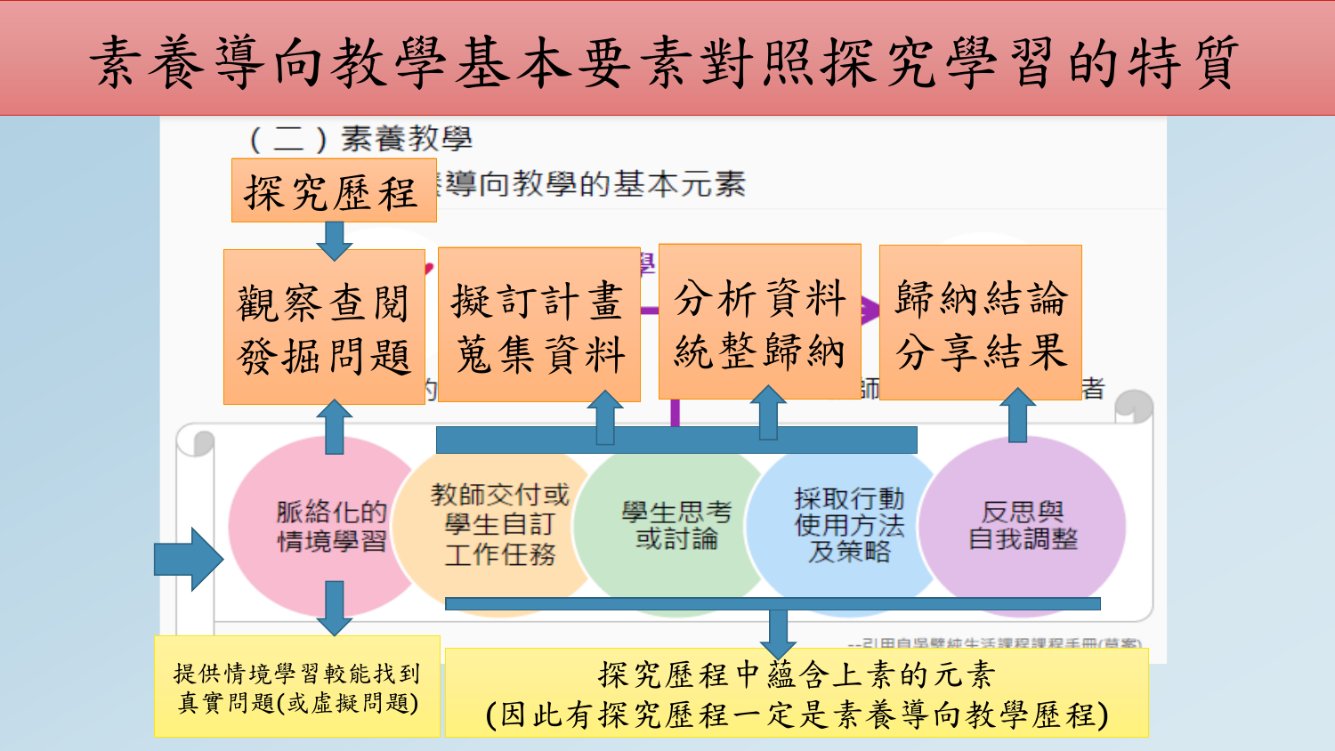# 素養導向教學基本要素對照探究學習的特質

（二）素養教學

探究歷程

導向教學的基本元素

觀察查閱
發掘問題

擬訂計畫
蒐集資料

分析資料
統整歸納

歸納結論
分享結果

脈絡化的
情境學習

教師交付或
學生自訂
工作任務

學生思考
或討論

採取行動
使用方法
及策略

反思與
自我調整

--引用自場暨純生活課程課程手冊(草案)

提供情境學習較能找到真實問題(或虛擬問題)

探究歷程中蘊含上素的元素
(因此有探究歷程一定是素養導向教學歷程)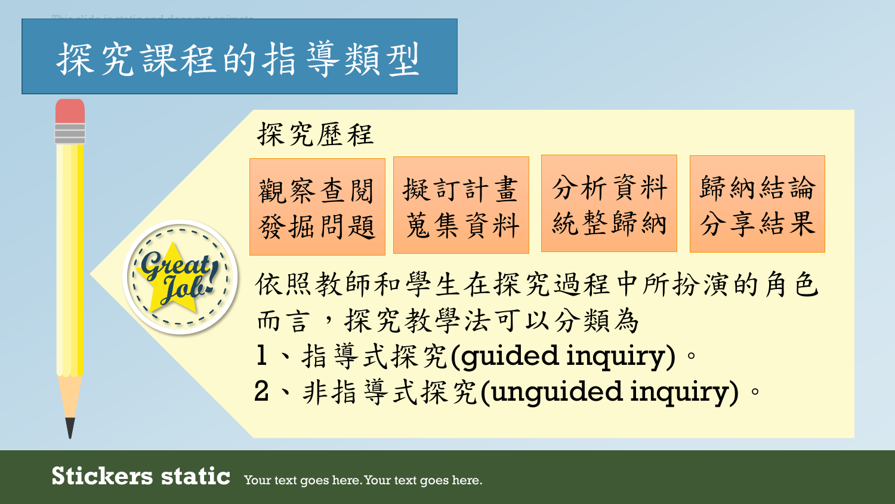# 探究課程的指導類型

探究歷程

| 觀察查閱 發掘問題 | 擬訂計畫 蒐集資料 | 分析資料 統整歸納 | 歸納結論 分享結果 |
|---|---|---|---|

依照教師和學生在探究過程中所扮演的角色而言，探究教學法可以分類為

1、指導式探究(guided inquiry)。
2、非指導式探究(unguided inquiry)。

**Stickers static** Your text goes here. Your text goes here.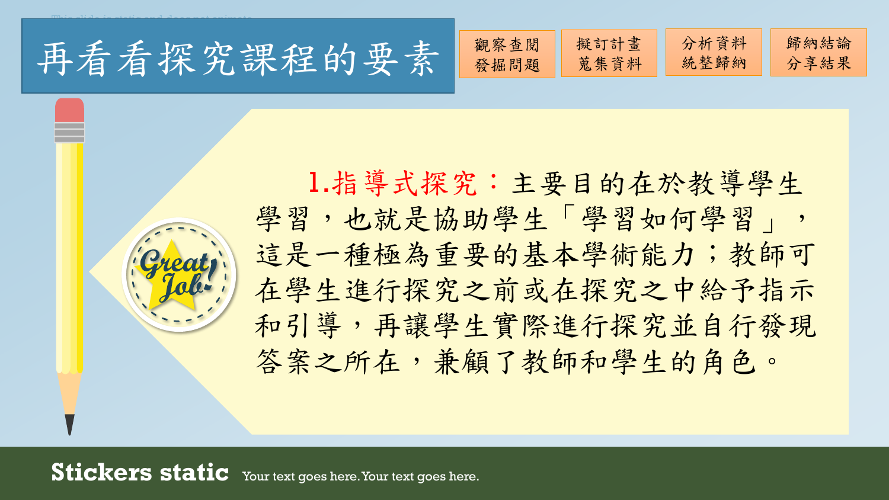# 再看看探究課程的要素

觀察查閱發掘問題 | 擬訂計畫蒐集資料 | 分析資料統整歸納 | 歸納結論分享結果

1.指導式探究：主要目的在於教導學生學習，也就是協助學生「學習如何學習」，這是一種極為重要的基本學術能力；教師可在學生進行探究之前或在探究之中給予指示和引導，再讓學生實際進行探究並自行發現答案之所在，兼顧了教師和學生的角色。

**Stickers static** Your text goes here. Your text goes here.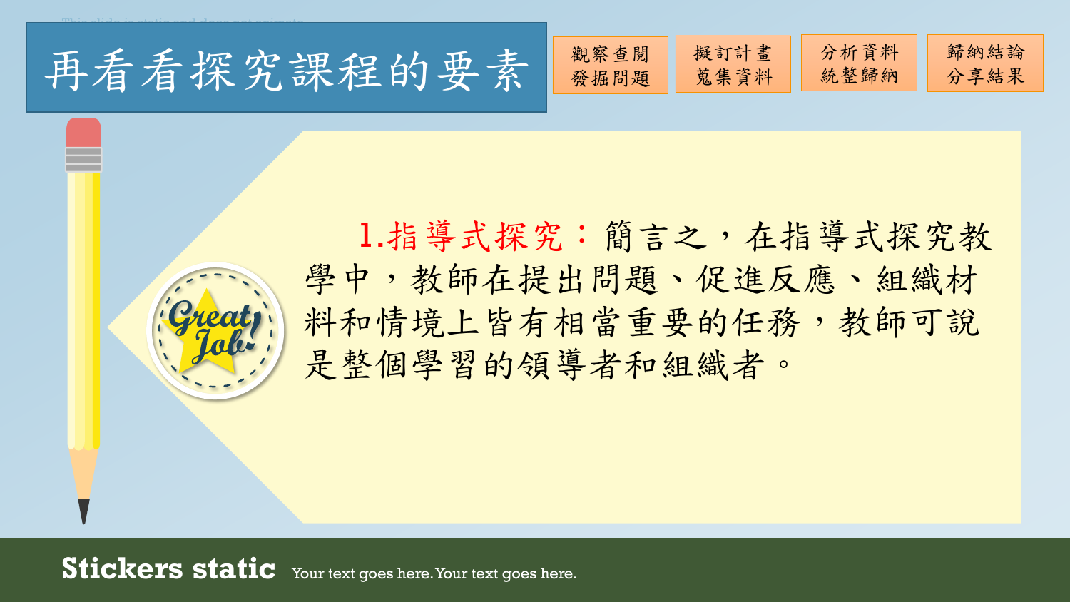# 再看看探究課程的要素

觀察查閱 發掘問題 | 擬訂計畫 蒐集資料 | 分析資料 統整歸納 | 歸納結論 分享結果

**1.指導式探究：**簡言之，在指導式探究教學中，教師在提出問題、促進反應、組織材料和情境上皆有相當重要的任務，教師可說是整個學習的領導者和組織者。

**Stickers static** Your text goes here. Your text goes here.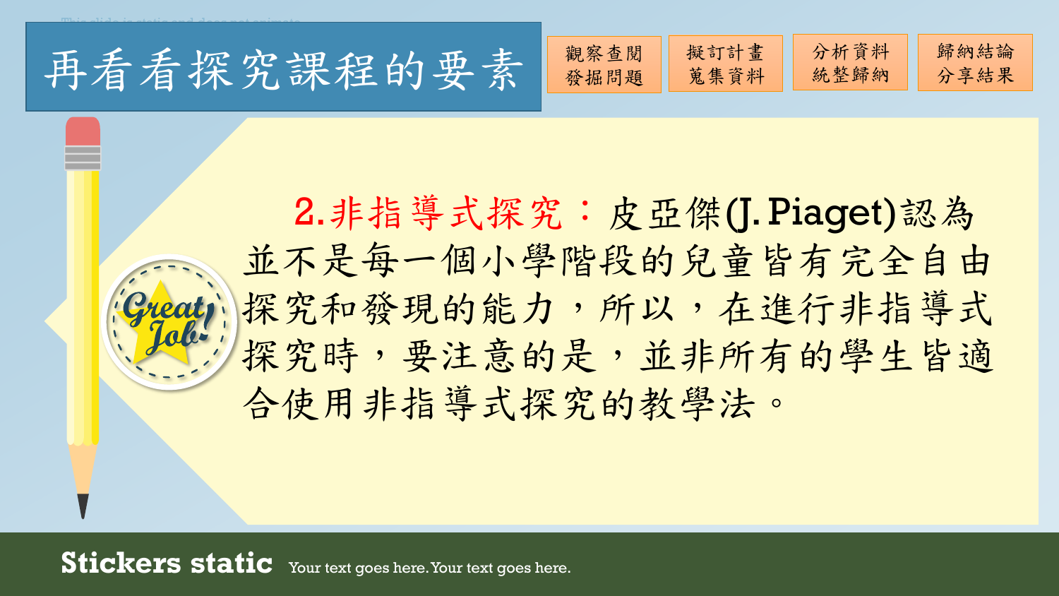# 再看看探究課程的要素

觀察查閱
發掘問題

擬訂計畫
蒐集資料

分析資料
統整歸納

歸納結論
分享結果

2.非指導式探究：皮亞傑(J. Piaget)認為並不是每一個小學階段的兒童皆有完全自由探究和發現的能力，所以，在進行非指導式探究時，要注意的是，並非所有的學生皆適合使用非指導式探究的教學法。

**Stickers static** Your text goes here. Your text goes here.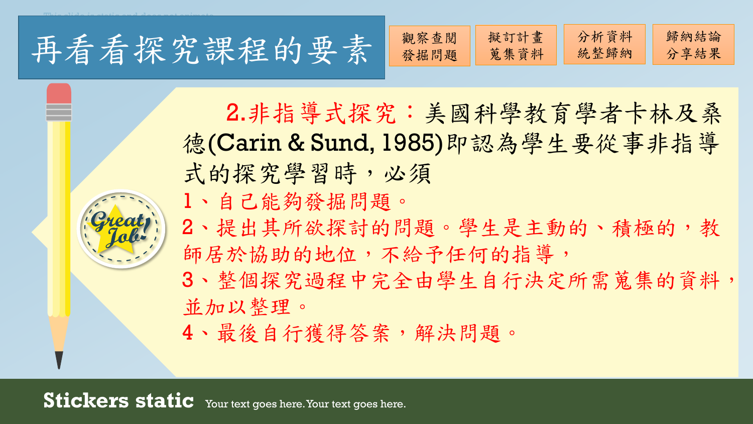# 再看看探究課程的要素

觀察查閱 發掘問題

擬訂計畫 蒐集資料

分析資料 統整歸納

歸納結論 分享結果

2.非指導式探究：美國科學教育學者卡林及桑德(Carin & Sund, 1985)即認為學生要從事非指導式的探究學習時，必須

1、自己能夠發掘問題。

2、提出其所欲探討的問題。學生是主動的、積極的，教師居於協助的地位，不給予任何的指導，

3、整個探究過程中完全由學生自行決定所需蒐集的資料，並加以整理。

4、最後自行獲得答案，解決問題。

**Stickers static** Your text goes here. Your text goes here.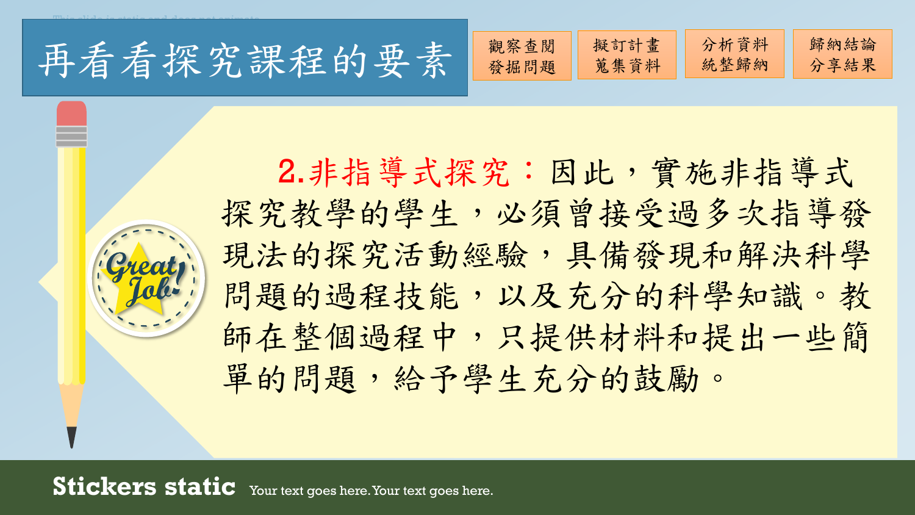# 再看看探究課程的要素

觀察查閱 發掘問題

擬訂計畫 蒐集資料

分析資料 統整歸納

歸納結論 分享結果

**2.非指導式探究：**因此，實施非指導式探究教學的學生，必須曾接受過多次指導發現法的探究活動經驗，具備發現和解決科學問題的過程技能，以及充分的科學知識。教師在整個過程中，只提供材料和提出一些簡單的問題，給予學生充分的鼓勵。

**Stickers static** Your text goes here. Your text goes here.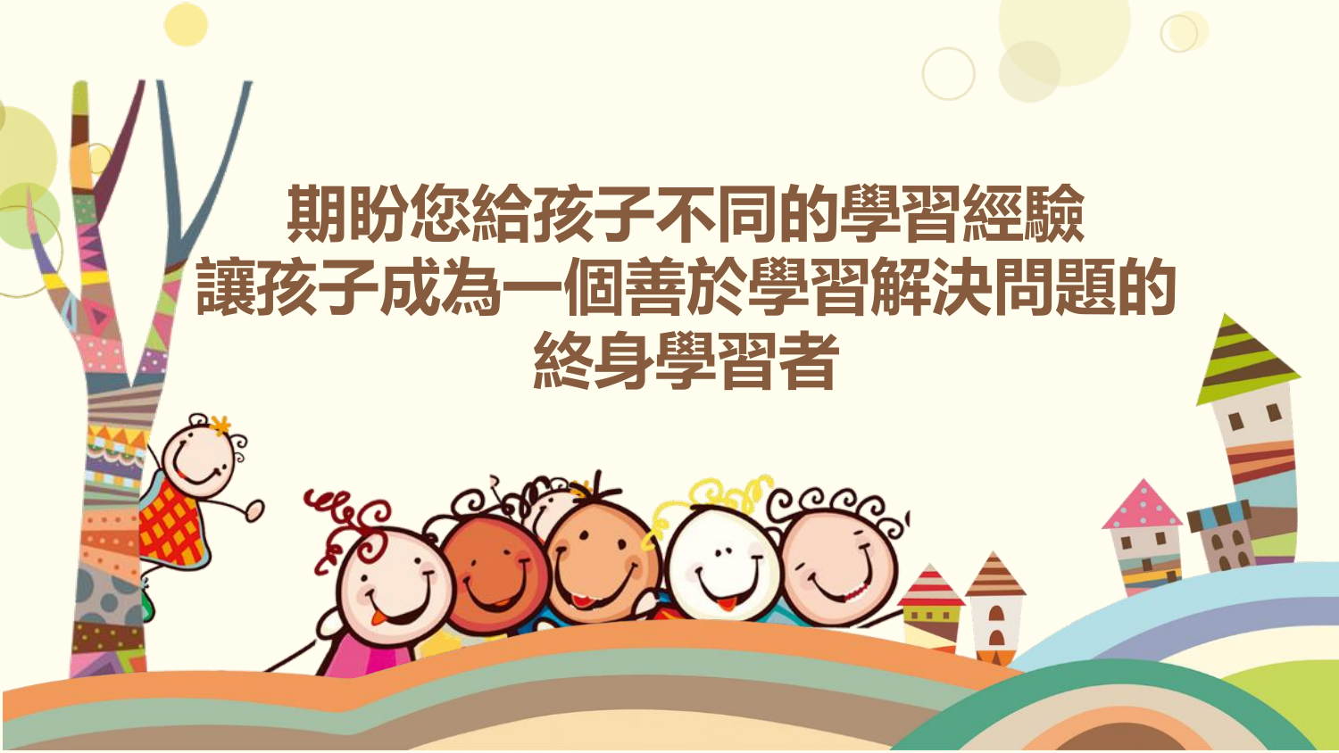# 期盼您給孩子不同的學習經驗
# 讓孩子成為一個善於學習解決問題的
# 終身學習者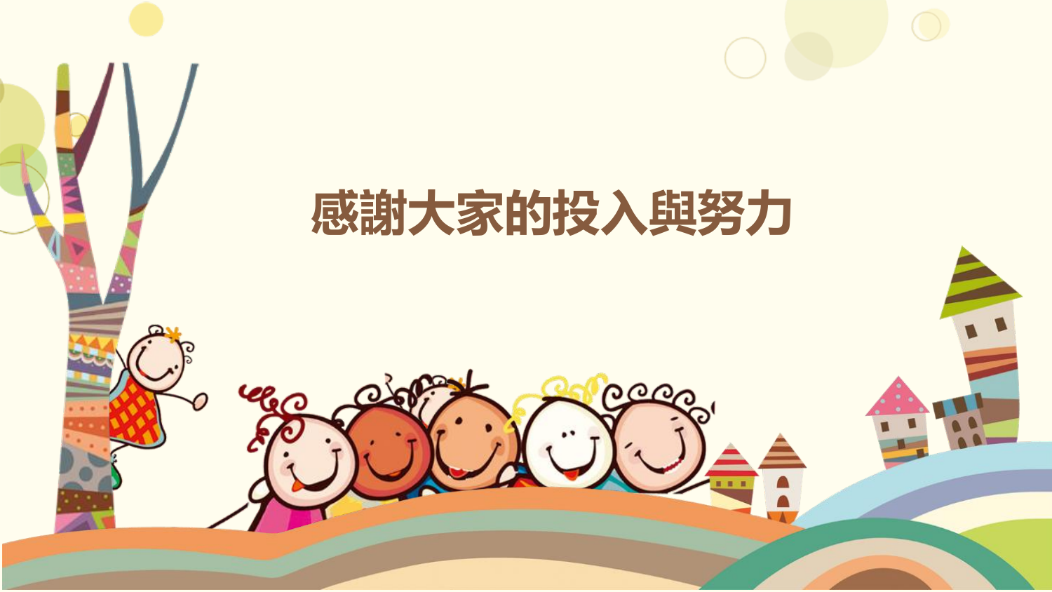# 感謝大家的投入與努力